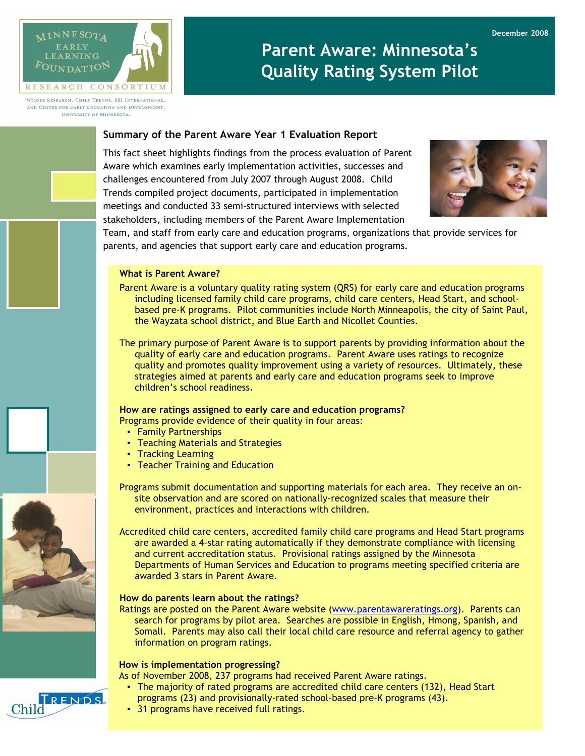Minnesota Early Learning Foundation Research Consortium

Wilder Research, Child Trends, SRI International, and Center for Early Education and Development, University of Minnesota.

December 2008

# Parent Aware: Minnesota's Quality Rating System Pilot

## Summary of the Parent Aware Year 1 Evaluation Report

This fact sheet highlights findings from the process evaluation of Parent Aware which examines early implementation activities, successes and challenges encountered from July 2007 through August 2008. Child Trends compiled project documents, participated in implementation meetings and conducted 33 semi-structured interviews with selected stakeholders, including members of the Parent Aware Implementation Team, and staff from early care and education programs, organizations that provide services for parents, and agencies that support early care and education programs.

### What is Parent Aware?

Parent Aware is a voluntary quality rating system (QRS) for early care and education programs including licensed family child care programs, child care centers, Head Start, and school-based pre-K programs. Pilot communities include North Minneapolis, the city of Saint Paul, the Wayzata school district, and Blue Earth and Nicollet Counties.

The primary purpose of Parent Aware is to support parents by providing information about the quality of early care and education programs. Parent Aware uses ratings to recognize quality and promotes quality improvement using a variety of resources. Ultimately, these strategies aimed at parents and early care and education programs seek to improve children's school readiness.

### How are ratings assigned to early care and education programs?

Programs provide evidence of their quality in four areas:

- Family Partnerships
- Teaching Materials and Strategies
- Tracking Learning
- Teacher Training and Education

Programs submit documentation and supporting materials for each area. They receive an on-site observation and are scored on nationally-recognized scales that measure their environment, practices and interactions with children.

Accredited child care centers, accredited family child care programs and Head Start programs are awarded a 4-star rating automatically if they demonstrate compliance with licensing and current accreditation status. Provisional ratings assigned by the Minnesota Departments of Human Services and Education to programs meeting specified criteria are awarded 3 stars in Parent Aware.

### How do parents learn about the ratings?

Ratings are posted on the Parent Aware website (www.parentawareratings.org). Parents can search for programs by pilot area. Searches are possible in English, Hmong, Spanish, and Somali. Parents may also call their local child care resource and referral agency to gather information on program ratings.

### How is implementation progressing?

As of November 2008, 237 programs had received Parent Aware ratings.

- The majority of rated programs are accredited child care centers (132), Head Start programs (23) and provisionally-rated school-based pre-K programs (43).
- 31 programs have received full ratings.

Child Trends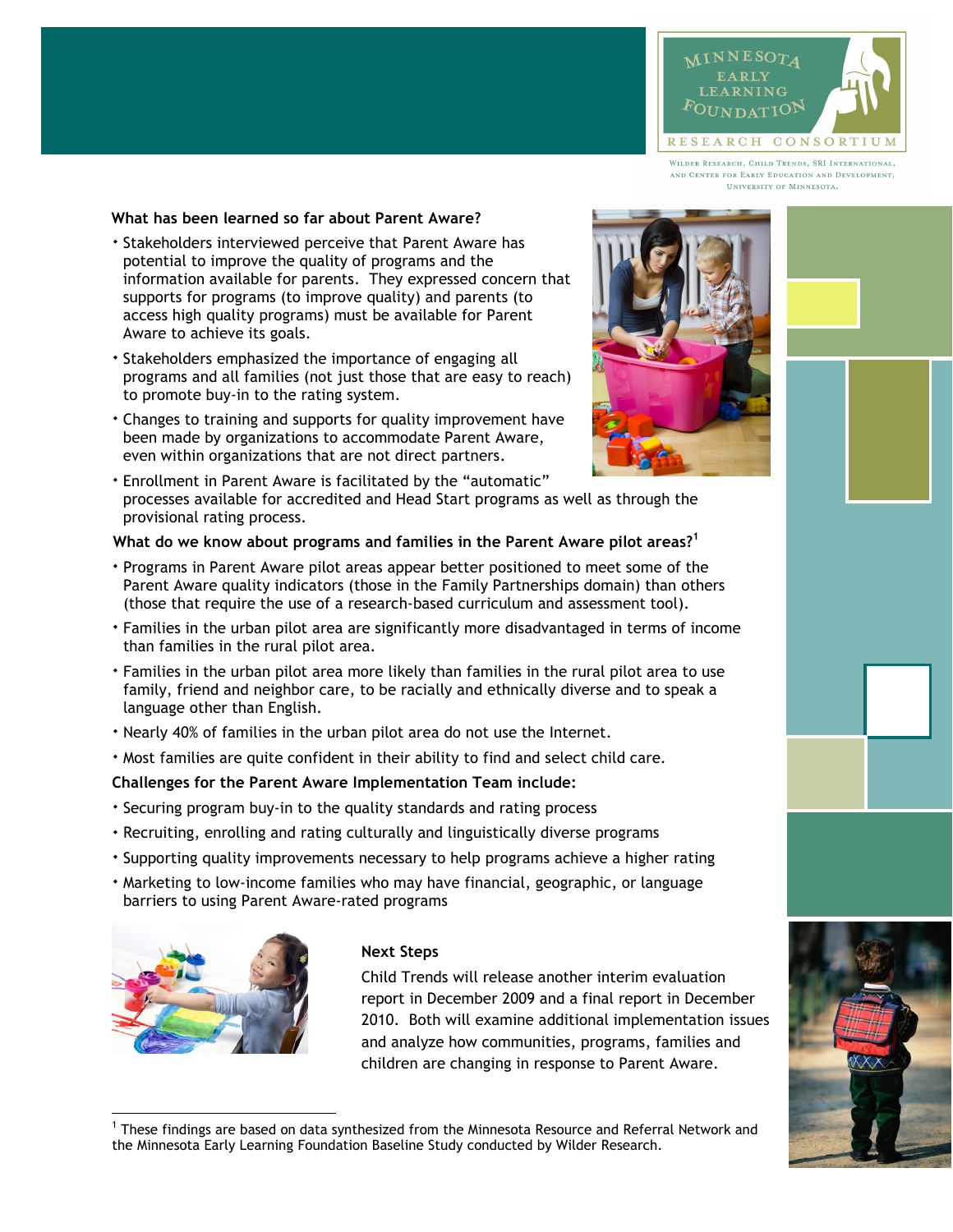MINNESOTA EARLY LEARNING FOUNDATION

RESEARCH CONSORTIUM

Wilder Research, Child Trends, SRI International, and Center for Early Education and Development, University of Minnesota.

### What has been learned so far about Parent Aware?

- Stakeholders interviewed perceive that Parent Aware has potential to improve the quality of programs and the information available for parents. They expressed concern that supports for programs (to improve quality) and parents (to access high quality programs) must be available for Parent Aware to achieve its goals.
- Stakeholders emphasized the importance of engaging all programs and all families (not just those that are easy to reach) to promote buy-in to the rating system.
- Changes to training and supports for quality improvement have been made by organizations to accommodate Parent Aware, even within organizations that are not direct partners.
- Enrollment in Parent Aware is facilitated by the "automatic" processes available for accredited and Head Start programs as well as through the provisional rating process.

### What do we know about programs and families in the Parent Aware pilot areas?[1]

- Programs in Parent Aware pilot areas appear better positioned to meet some of the Parent Aware quality indicators (those in the Family Partnerships domain) than others (those that require the use of a research-based curriculum and assessment tool).
- Families in the urban pilot area are significantly more disadvantaged in terms of income than families in the rural pilot area.
- Families in the urban pilot area more likely than families in the rural pilot area to use family, friend and neighbor care, to be racially and ethnically diverse and to speak a language other than English.
- Nearly 40% of families in the urban pilot area do not use the Internet.
- Most families are quite confident in their ability to find and select child care.

### Challenges for the Parent Aware Implementation Team include:

- Securing program buy-in to the quality standards and rating process
- Recruiting, enrolling and rating culturally and linguistically diverse programs
- Supporting quality improvements necessary to help programs achieve a higher rating
- Marketing to low-income families who may have financial, geographic, or language barriers to using Parent Aware-rated programs

### Next Steps

Child Trends will release another interim evaluation report in December 2009 and a final report in December 2010. Both will examine additional implementation issues and analyze how communities, programs, families and children are changing in response to Parent Aware.

---

[1] These findings are based on data synthesized from the Minnesota Resource and Referral Network and the Minnesota Early Learning Foundation Baseline Study conducted by Wilder Research.